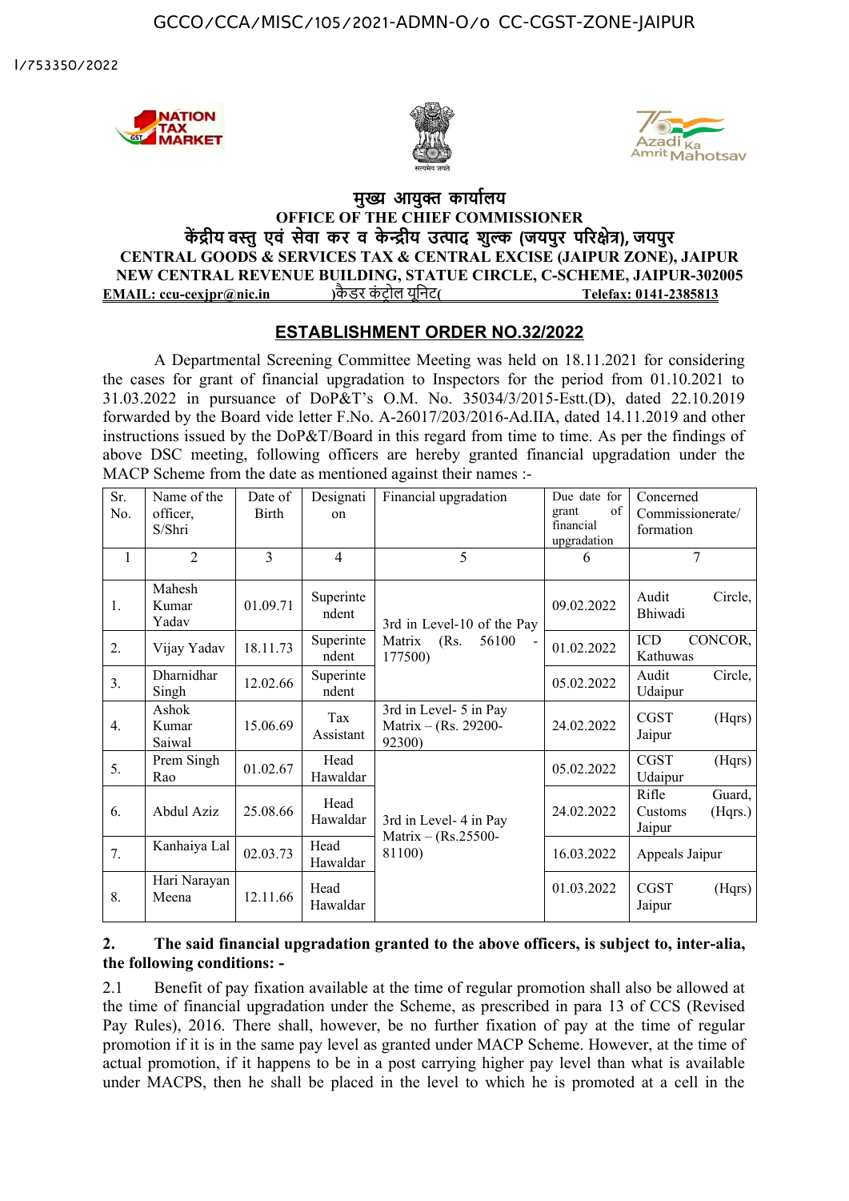GCCO/CCA/MISC/105/2021-ADMN-O/o CC-CGST-ZONE-JAIPUR

I/753350/2022

# मुख्य आयुक्त कार्यालय
## OFFICE OF THE CHIEF COMMISSIONER
## केंद्रीय वस्तु एवं सेवा कर व केन्द्रीय उत्पाद शुल्क (जयपुर परिक्षेत्र), जयपुर
## CENTRAL GOODS & SERVICES TAX & CENTRAL EXCISE (JAIPUR ZONE), JAIPUR
### NEW CENTRAL REVENUE BUILDING, STATUE CIRCLE, C-SCHEME, JAIPUR-302005

**EMAIL: ccu-cexjpr@nic.in** )कैडर कंट्रोल यूनिट( **Telefax: 0141-2385813**

## ESTABLISHMENT ORDER NO.32/2022

A Departmental Screening Committee Meeting was held on 18.11.2021 for considering the cases for grant of financial upgradation to Inspectors for the period from 01.10.2021 to 31.03.2022 in pursuance of DoP&T's O.M. No. 35034/3/2015-Estt.(D), dated 22.10.2019 forwarded by the Board vide letter F.No. A-26017/203/2016-Ad.IIA, dated 14.11.2019 and other instructions issued by the DoP&T/Board in this regard from time to time. As per the findings of above DSC meeting, following officers are hereby granted financial upgradation under the MACP Scheme from the date as mentioned against their names :-

| Sr. No. | Name of the officer, S/Shri | Date of Birth | Designation | Financial upgradation | Due date for grant of financial upgradation | Concerned Commissionerate/ formation |
|---|---|---|---|---|---|---|
| 1 | 2 | 3 | 4 | 5 | 6 | 7 |
| 1. | Mahesh Kumar Yadav | 01.09.71 | Superintendent | 3rd in Level-10 of the Pay Matrix (Rs. 56100 - 177500) | 09.02.2022 | Audit Circle, Bhiwadi |
| 2. | Vijay Yadav | 18.11.73 | Superintendent | | 01.02.2022 | ICD CONCOR, Kathuwas |
| 3. | Dharnidhar Singh | 12.02.66 | Superintendent | | 05.02.2022 | Audit Circle, Udaipur |
| 4. | Ashok Kumar Saiwal | 15.06.69 | Tax Assistant | 3rd in Level- 5 in Pay Matrix – (Rs. 29200-92300) | 24.02.2022 | CGST (Hqrs) Jaipur |
| 5. | Prem Singh Rao | 01.02.67 | Head Hawaldar | 3rd in Level- 4 in Pay Matrix – (Rs.25500-81100) | 05.02.2022 | CGST (Hqrs) Udaipur |
| 6. | Abdul Aziz | 25.08.66 | Head Hawaldar | | 24.02.2022 | Rifle Guard, Customs (Hqrs.) Jaipur |
| 7. | Kanhaiya Lal | 02.03.73 | Head Hawaldar | | 16.03.2022 | Appeals Jaipur |
| 8. | Hari Narayan Meena | 12.11.66 | Head Hawaldar | | 01.03.2022 | CGST (Hqrs) Jaipur |

**2. The said financial upgradation granted to the above officers, is subject to, inter-alia, the following conditions: -**

2.1 Benefit of pay fixation available at the time of regular promotion shall also be allowed at the time of financial upgradation under the Scheme, as prescribed in para 13 of CCS (Revised Pay Rules), 2016. There shall, however, be no further fixation of pay at the time of regular promotion if it is in the same pay level as granted under MACP Scheme. However, at the time of actual promotion, if it happens to be in a post carrying higher pay level than what is available under MACPS, then he shall be placed in the level to which he is promoted at a cell in the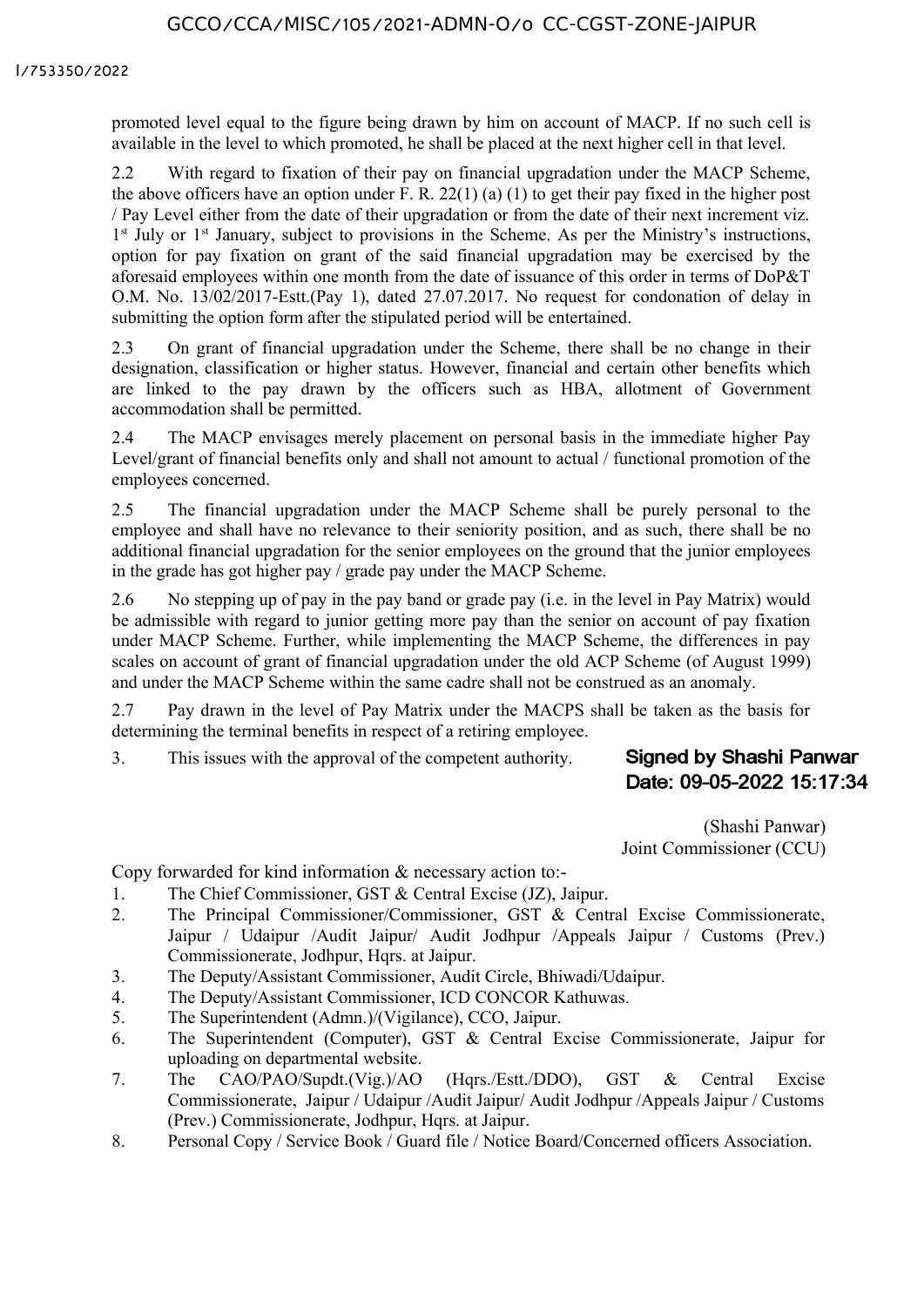promoted level equal to the figure being drawn by him on account of MACP. If no such cell is available in the level to which promoted, he shall be placed at the next higher cell in that level.

2.2 With regard to fixation of their pay on financial upgradation under the MACP Scheme, the above officers have an option under F. R. 22(1) (a) (1) to get their pay fixed in the higher post / Pay Level either from the date of their upgradation or from the date of their next increment viz. 1st July or 1st January, subject to provisions in the Scheme. As per the Ministry's instructions, option for pay fixation on grant of the said financial upgradation may be exercised by the aforesaid employees within one month from the date of issuance of this order in terms of DoP&T O.M. No. 13/02/2017-Estt.(Pay 1), dated 27.07.2017. No request for condonation of delay in submitting the option form after the stipulated period will be entertained.

2.3 On grant of financial upgradation under the Scheme, there shall be no change in their designation, classification or higher status. However, financial and certain other benefits which are linked to the pay drawn by the officers such as HBA, allotment of Government accommodation shall be permitted.

2.4 The MACP envisages merely placement on personal basis in the immediate higher Pay Level/grant of financial benefits only and shall not amount to actual / functional promotion of the employees concerned.

2.5 The financial upgradation under the MACP Scheme shall be purely personal to the employee and shall have no relevance to their seniority position, and as such, there shall be no additional financial upgradation for the senior employees on the ground that the junior employees in the grade has got higher pay / grade pay under the MACP Scheme.

2.6 No stepping up of pay in the pay band or grade pay (i.e. in the level in Pay Matrix) would be admissible with regard to junior getting more pay than the senior on account of pay fixation under MACP Scheme. Further, while implementing the MACP Scheme, the differences in pay scales on account of grant of financial upgradation under the old ACP Scheme (of August 1999) and under the MACP Scheme within the same cadre shall not be construed as an anomaly.

2.7 Pay drawn in the level of Pay Matrix under the MACPS shall be taken as the basis for determining the terminal benefits in respect of a retiring employee.

3. This issues with the approval of the competent authority.

**Signed by Shashi Panwar**
**Date: 09-05-2022 15:17:34**

(Shashi Panwar)
Joint Commissioner (CCU)

Copy forwarded for kind information & necessary action to:-

1. The Chief Commissioner, GST & Central Excise (JZ), Jaipur.
2. The Principal Commissioner/Commissioner, GST & Central Excise Commissionerate, Jaipur / Udaipur /Audit Jaipur/ Audit Jodhpur /Appeals Jaipur / Customs (Prev.) Commissionerate, Jodhpur, Hqrs. at Jaipur.
3. The Deputy/Assistant Commissioner, Audit Circle, Bhiwadi/Udaipur.
4. The Deputy/Assistant Commissioner, ICD CONCOR Kathuwas.
5. The Superintendent (Admn.)/(Vigilance), CCO, Jaipur.
6. The Superintendent (Computer), GST & Central Excise Commissionerate, Jaipur for uploading on departmental website.
7. The CAO/PAO/Supdt.(Vig.)/AO (Hqrs./Estt./DDO), GST & Central Excise Commissionerate, Jaipur / Udaipur /Audit Jaipur/ Audit Jodhpur /Appeals Jaipur / Customs (Prev.) Commissionerate, Jodhpur, Hqrs. at Jaipur.
8. Personal Copy / Service Book / Guard file / Notice Board/Concerned officers Association.